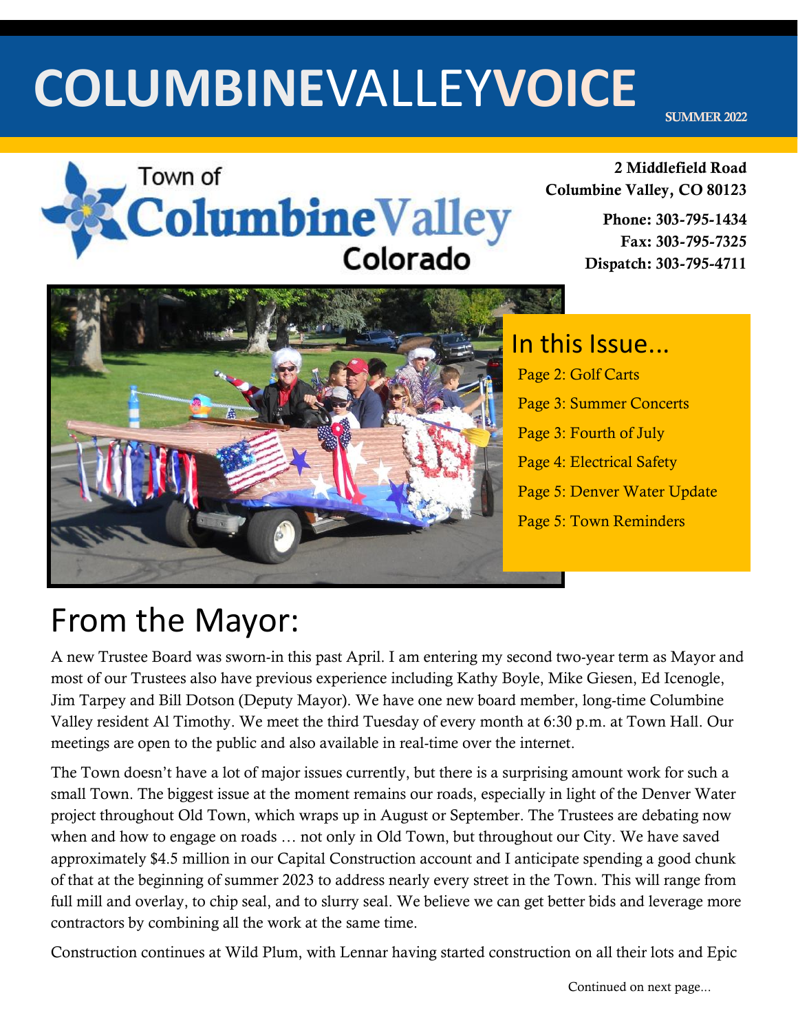# COLUMBINEVALLEYVOICE

SUMMER 2022

Town of Columbine Valley Colorado

**2 Middlefield Road**
**Columbine Valley, CO 80123**

**Phone: 303-795-1434**
**Fax: 303-795-7325**
**Dispatch: 303-795-4711**

## In this Issue...

- Page 2: Golf Carts
- Page 3: Summer Concerts
- Page 3: Fourth of July
- Page 4: Electrical Safety
- Page 5: Denver Water Update
- Page 5: Town Reminders

# From the Mayor:

A new Trustee Board was sworn-in this past April. I am entering my second two-year term as Mayor and most of our Trustees also have previous experience including Kathy Boyle, Mike Giesen, Ed Icenogle, Jim Tarpey and Bill Dotson (Deputy Mayor). We have one new board member, long-time Columbine Valley resident Al Timothy. We meet the third Tuesday of every month at 6:30 p.m. at Town Hall. Our meetings are open to the public and also available in real-time over the internet.

The Town doesn't have a lot of major issues currently, but there is a surprising amount work for such a small Town. The biggest issue at the moment remains our roads, especially in light of the Denver Water project throughout Old Town, which wraps up in August or September. The Trustees are debating now when and how to engage on roads … not only in Old Town, but throughout our City. We have saved approximately $4.5 million in our Capital Construction account and I anticipate spending a good chunk of that at the beginning of summer 2023 to address nearly every street in the Town. This will range from full mill and overlay, to chip seal, and to slurry seal. We believe we can get better bids and leverage more contractors by combining all the work at the same time.

Construction continues at Wild Plum, with Lennar having started construction on all their lots and Epic

Continued on next page...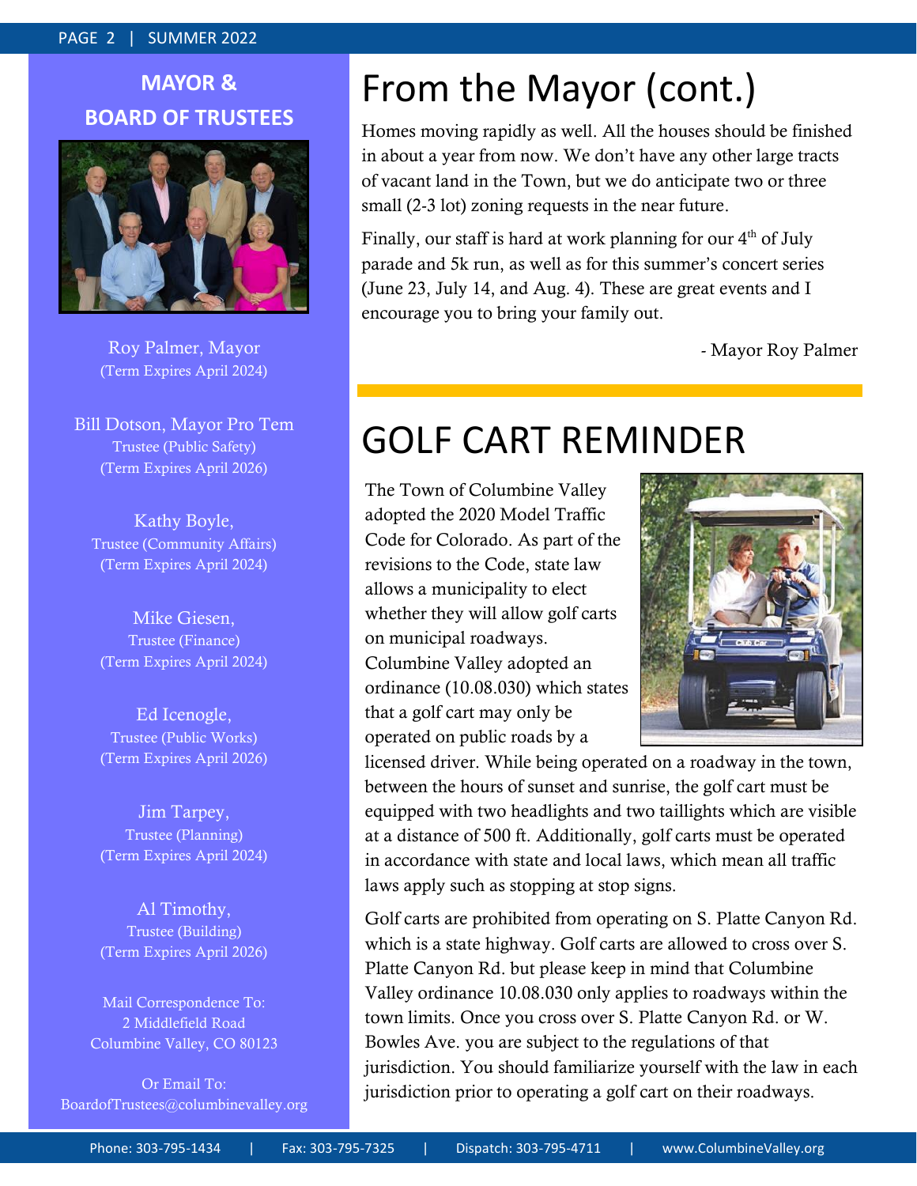## MAYOR & BOARD OF TRUSTEES

Roy Palmer, Mayor
(Term Expires April 2024)

Bill Dotson, Mayor Pro Tem
Trustee (Public Safety)
(Term Expires April 2026)

Kathy Boyle,
Trustee (Community Affairs)
(Term Expires April 2024)

Mike Giesen,
Trustee (Finance)
(Term Expires April 2024)

Ed Icenogle,
Trustee (Public Works)
(Term Expires April 2026)

Jim Tarpey,
Trustee (Planning)
(Term Expires April 2024)

Al Timothy,
Trustee (Building)
(Term Expires April 2026)

Mail Correspondence To:
2 Middlefield Road
Columbine Valley, CO 80123

Or Email To:
BoardofTrustees@columbinevalley.org

# From the Mayor (cont.)

Homes moving rapidly as well. All the houses should be finished in about a year from now. We don't have any other large tracts of vacant land in the Town, but we do anticipate two or three small (2-3 lot) zoning requests in the near future.

Finally, our staff is hard at work planning for our 4th of July parade and 5k run, as well as for this summer's concert series (June 23, July 14, and Aug. 4). These are great events and I encourage you to bring your family out.

- Mayor Roy Palmer

# GOLF CART REMINDER

The Town of Columbine Valley adopted the 2020 Model Traffic Code for Colorado. As part of the revisions to the Code, state law allows a municipality to elect whether they will allow golf carts on municipal roadways. Columbine Valley adopted an ordinance (10.08.030) which states that a golf cart may only be operated on public roads by a licensed driver. While being operated on a roadway in the town, between the hours of sunset and sunrise, the golf cart must be equipped with two headlights and two taillights which are visible at a distance of 500 ft. Additionally, golf carts must be operated in accordance with state and local laws, which mean all traffic laws apply such as stopping at stop signs.

Golf carts are prohibited from operating on S. Platte Canyon Rd. which is a state highway. Golf carts are allowed to cross over S. Platte Canyon Rd. but please keep in mind that Columbine Valley ordinance 10.08.030 only applies to roadways within the town limits. Once you cross over S. Platte Canyon Rd. or W. Bowles Ave. you are subject to the regulations of that jurisdiction. You should familiarize yourself with the law in each jurisdiction prior to operating a golf cart on their roadways.

Phone: 303-795-1434 | Fax: 303-795-7325 | Dispatch: 303-795-4711 | www.ColumbineValley.org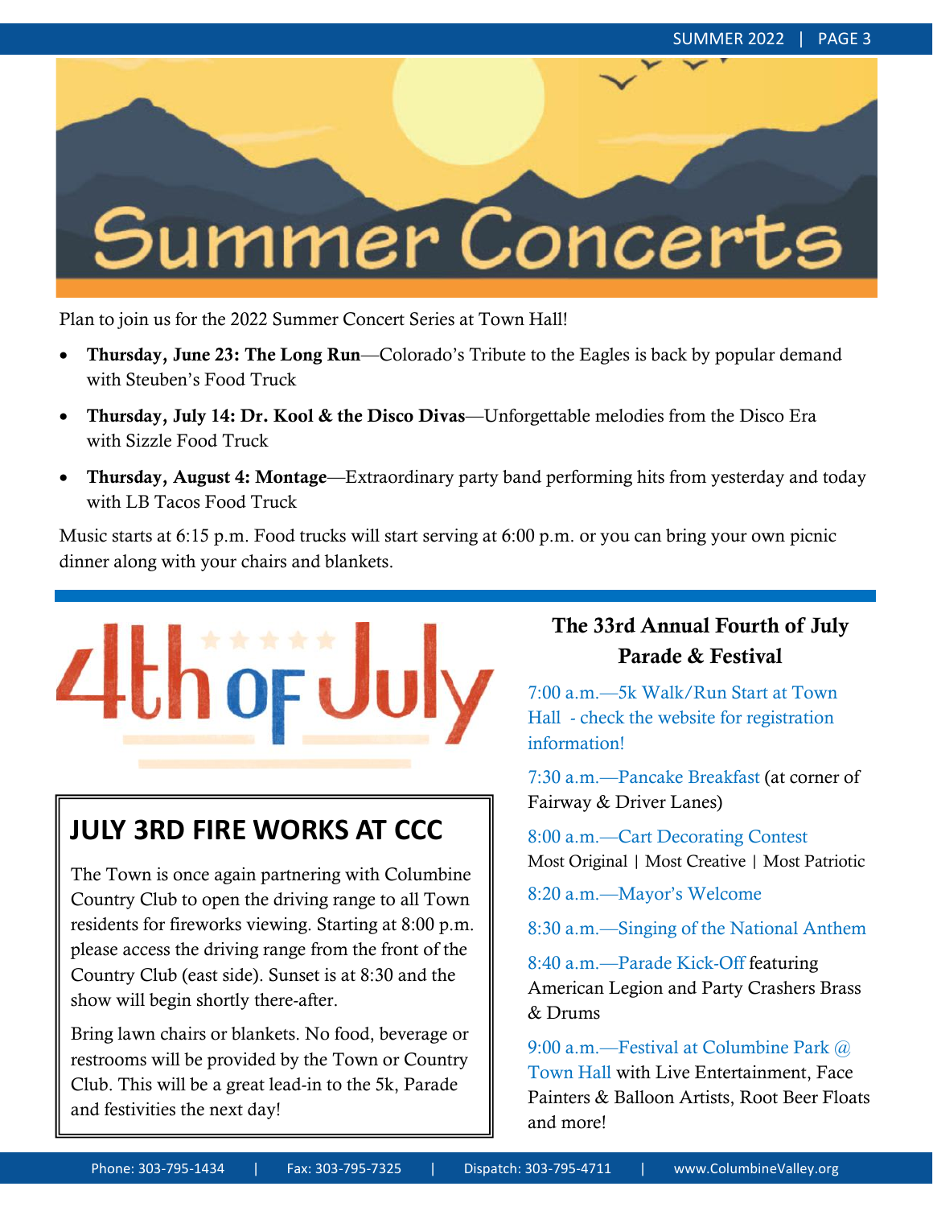# Summer Concerts

Plan to join us for the 2022 Summer Concert Series at Town Hall!

- **Thursday, June 23: The Long Run**—Colorado's Tribute to the Eagles is back by popular demand with Steuben's Food Truck
- **Thursday, July 14: Dr. Kool & the Disco Divas**—Unforgettable melodies from the Disco Era with Sizzle Food Truck
- **Thursday, August 4: Montage**—Extraordinary party band performing hits from yesterday and today with LB Tacos Food Truck

Music starts at 6:15 p.m. Food trucks will start serving at 6:00 p.m. or you can bring your own picnic dinner along with your chairs and blankets.

# 4th of July

## JULY 3RD FIRE WORKS AT CCC

The Town is once again partnering with Columbine Country Club to open the driving range to all Town residents for fireworks viewing. Starting at 8:00 p.m. please access the driving range from the front of the Country Club (east side). Sunset is at 8:30 and the show will begin shortly there-after.

Bring lawn chairs or blankets. No food, beverage or restrooms will be provided by the Town or Country Club. This will be a great lead-in to the 5k, Parade and festivities the next day!

## The 33rd Annual Fourth of July Parade & Festival

7:00 a.m.—5k Walk/Run Start at Town Hall - check the website for registration information!

7:30 a.m.—Pancake Breakfast (at corner of Fairway & Driver Lanes)

8:00 a.m.—Cart Decorating Contest
Most Original | Most Creative | Most Patriotic

8:20 a.m.—Mayor's Welcome

8:30 a.m.—Singing of the National Anthem

8:40 a.m.—Parade Kick-Off featuring American Legion and Party Crashers Brass & Drums

9:00 a.m.—Festival at Columbine Park @ Town Hall with Live Entertainment, Face Painters & Balloon Artists, Root Beer Floats and more!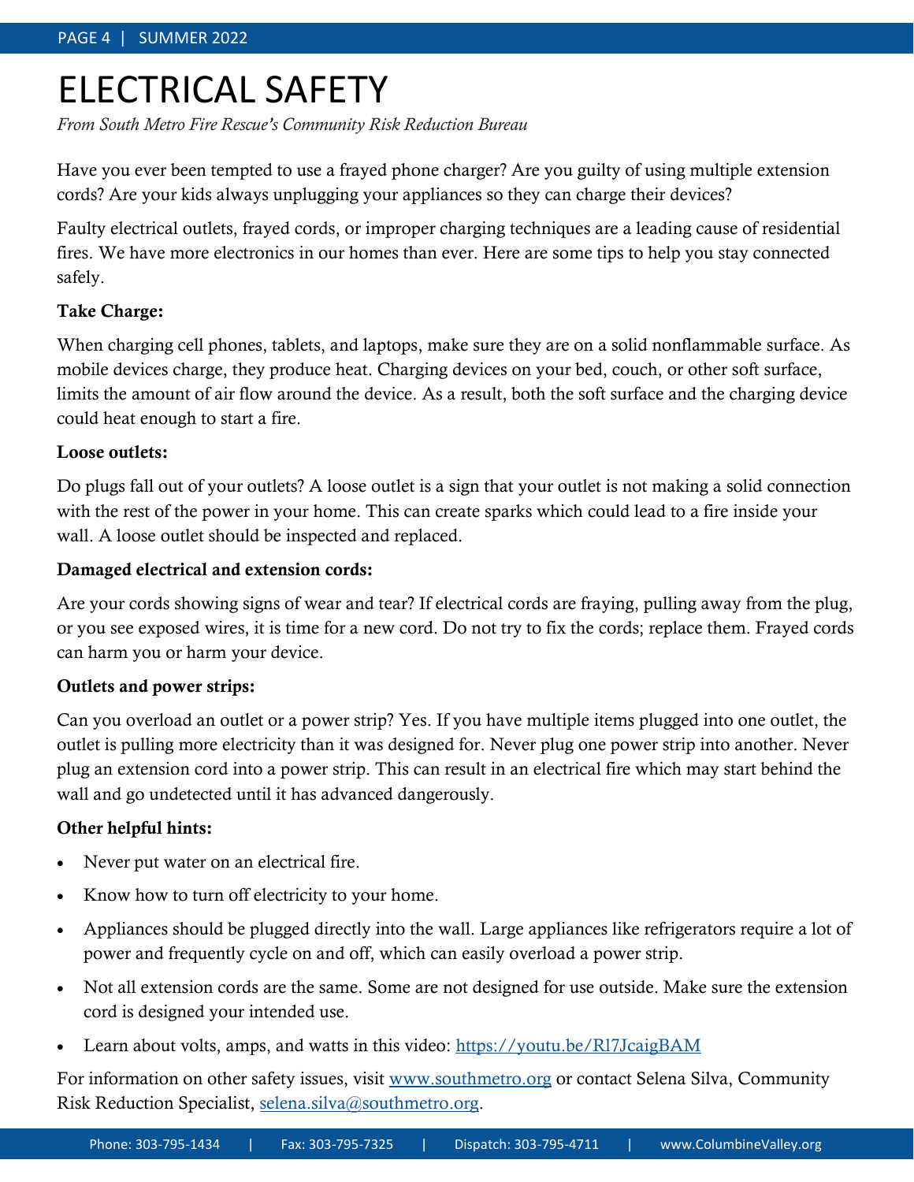# ELECTRICAL SAFETY

*From South Metro Fire Rescue's Community Risk Reduction Bureau*

Have you ever been tempted to use a frayed phone charger? Are you guilty of using multiple extension cords? Are your kids always unplugging your appliances so they can charge their devices?

Faulty electrical outlets, frayed cords, or improper charging techniques are a leading cause of residential fires. We have more electronics in our homes than ever. Here are some tips to help you stay connected safely.

**Take Charge:**

When charging cell phones, tablets, and laptops, make sure they are on a solid nonflammable surface. As mobile devices charge, they produce heat. Charging devices on your bed, couch, or other soft surface, limits the amount of air flow around the device. As a result, both the soft surface and the charging device could heat enough to start a fire.

**Loose outlets:**

Do plugs fall out of your outlets? A loose outlet is a sign that your outlet is not making a solid connection with the rest of the power in your home. This can create sparks which could lead to a fire inside your wall. A loose outlet should be inspected and replaced.

**Damaged electrical and extension cords:**

Are your cords showing signs of wear and tear? If electrical cords are fraying, pulling away from the plug, or you see exposed wires, it is time for a new cord. Do not try to fix the cords; replace them. Frayed cords can harm you or harm your device.

**Outlets and power strips:**

Can you overload an outlet or a power strip? Yes. If you have multiple items plugged into one outlet, the outlet is pulling more electricity than it was designed for. Never plug one power strip into another. Never plug an extension cord into a power strip. This can result in an electrical fire which may start behind the wall and go undetected until it has advanced dangerously.

**Other helpful hints:**

- Never put water on an electrical fire.
- Know how to turn off electricity to your home.
- Appliances should be plugged directly into the wall. Large appliances like refrigerators require a lot of power and frequently cycle on and off, which can easily overload a power strip.
- Not all extension cords are the same. Some are not designed for use outside. Make sure the extension cord is designed your intended use.
- Learn about volts, amps, and watts in this video: https://youtu.be/Rl7JcaigBAM

For information on other safety issues, visit www.southmetro.org or contact Selena Silva, Community Risk Reduction Specialist, selena.silva@southmetro.org.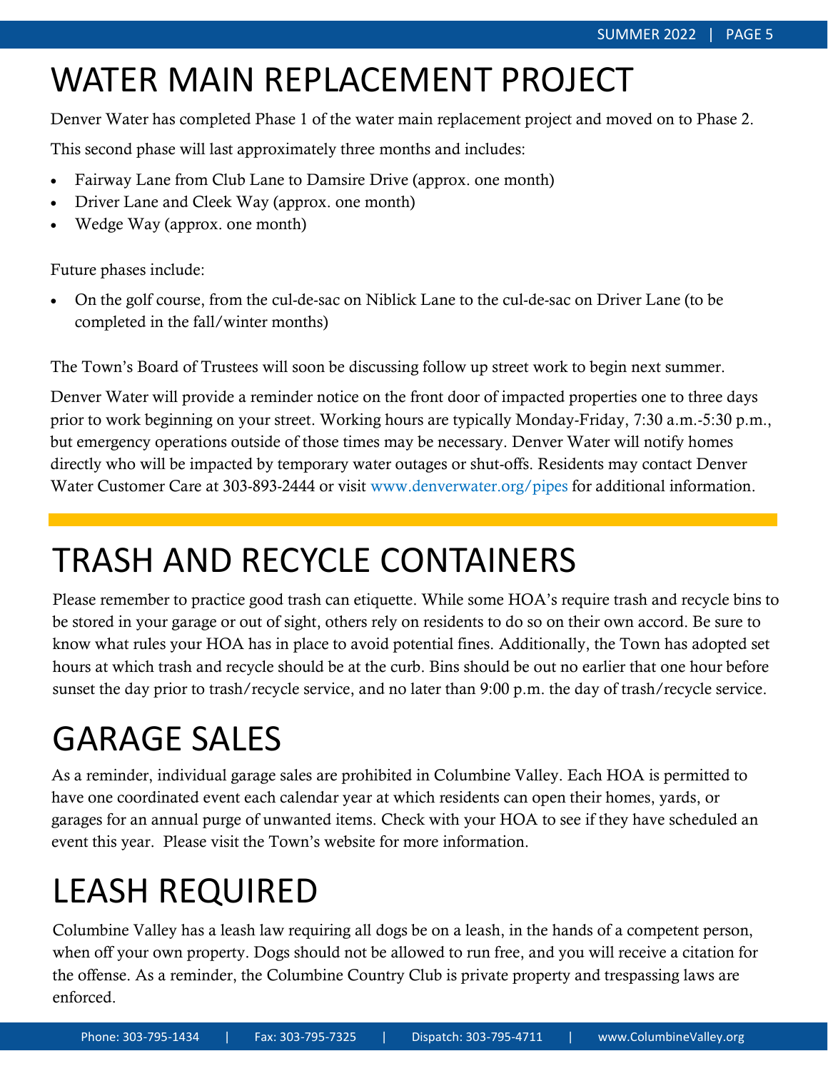# WATER MAIN REPLACEMENT PROJECT

Denver Water has completed Phase 1 of the water main replacement project and moved on to Phase 2.

This second phase will last approximately three months and includes:

- Fairway Lane from Club Lane to Damsire Drive (approx. one month)
- Driver Lane and Cleek Way (approx. one month)
- Wedge Way (approx. one month)

Future phases include:

- On the golf course, from the cul-de-sac on Niblick Lane to the cul-de-sac on Driver Lane (to be completed in the fall/winter months)

The Town's Board of Trustees will soon be discussing follow up street work to begin next summer.

Denver Water will provide a reminder notice on the front door of impacted properties one to three days prior to work beginning on your street. Working hours are typically Monday-Friday, 7:30 a.m.-5:30 p.m., but emergency operations outside of those times may be necessary. Denver Water will notify homes directly who will be impacted by temporary water outages or shut-offs. Residents may contact Denver Water Customer Care at 303-893-2444 or visit www.denverwater.org/pipes for additional information.

# TRASH AND RECYCLE CONTAINERS

Please remember to practice good trash can etiquette. While some HOA's require trash and recycle bins to be stored in your garage or out of sight, others rely on residents to do so on their own accord. Be sure to know what rules your HOA has in place to avoid potential fines. Additionally, the Town has adopted set hours at which trash and recycle should be at the curb. Bins should be out no earlier that one hour before sunset the day prior to trash/recycle service, and no later than 9:00 p.m. the day of trash/recycle service.

# GARAGE SALES

As a reminder, individual garage sales are prohibited in Columbine Valley. Each HOA is permitted to have one coordinated event each calendar year at which residents can open their homes, yards, or garages for an annual purge of unwanted items. Check with your HOA to see if they have scheduled an event this year. Please visit the Town's website for more information.

# LEASH REQUIRED

Columbine Valley has a leash law requiring all dogs be on a leash, in the hands of a competent person, when off your own property. Dogs should not be allowed to run free, and you will receive a citation for the offense. As a reminder, the Columbine Country Club is private property and trespassing laws are enforced.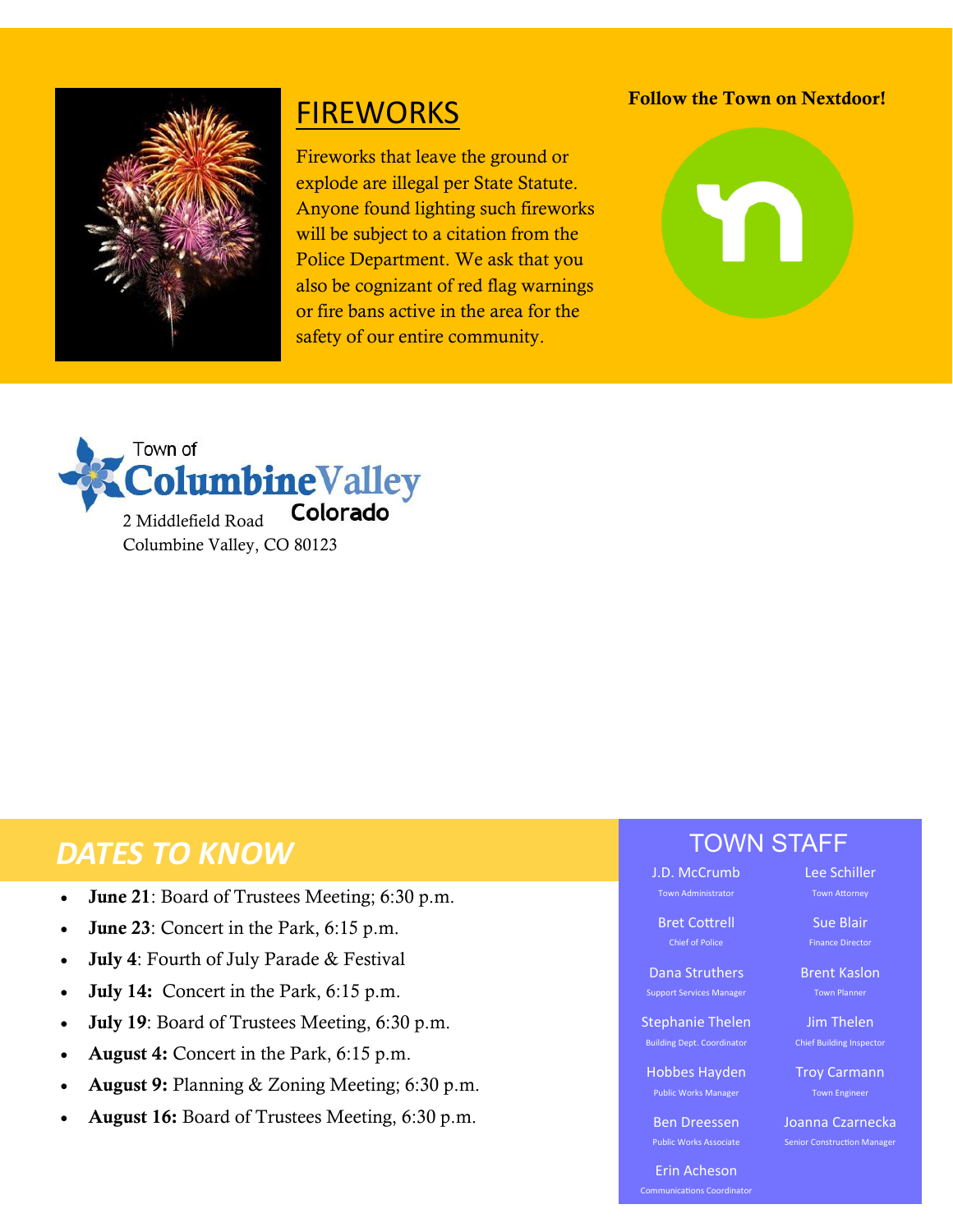## FIREWORKS

Fireworks that leave the ground or explode are illegal per State Statute. Anyone found lighting such fireworks will be subject to a citation from the Police Department. We ask that you also be cognizant of red flag warnings or fire bans active in the area for the safety of our entire community.

**Follow the Town on Nextdoor!**

Town of Columbine Valley Colorado

2 Middlefield Road
Columbine Valley, CO 80123

## *DATES TO KNOW*

- **June 21**: Board of Trustees Meeting; 6:30 p.m.
- **June 23**: Concert in the Park, 6:15 p.m.
- **July 4**: Fourth of July Parade & Festival
- **July 14:** Concert in the Park, 6:15 p.m.
- **July 19**: Board of Trustees Meeting, 6:30 p.m.
- **August 4:** Concert in the Park, 6:15 p.m.
- **August 9:** Planning & Zoning Meeting; 6:30 p.m.
- **August 16:** Board of Trustees Meeting, 6:30 p.m.

## TOWN STAFF

J.D. McCrumb
Town Administrator

Lee Schiller
Town Attorney

Bret Cottrell
Chief of Police

Sue Blair
Finance Director

Dana Struthers
Support Services Manager

Brent Kaslon
Town Planner

Stephanie Thelen
Building Dept. Coordinator

Jim Thelen
Chief Building Inspector

Hobbes Hayden
Public Works Manager

Troy Carmann
Town Engineer

Ben Dreessen
Public Works Associate

Joanna Czarnecka
Senior Construction Manager

Erin Acheson
Communications Coordinator